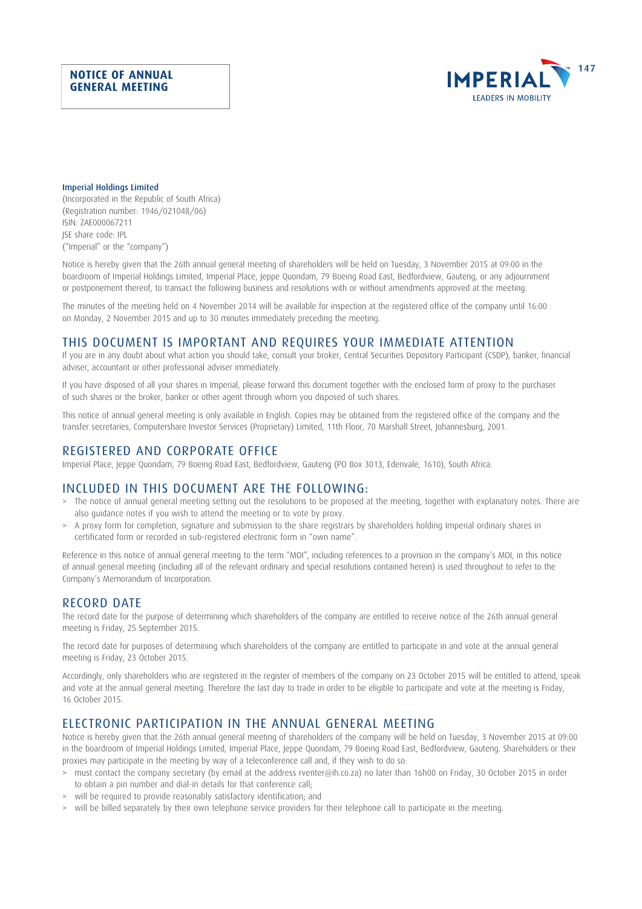# NOTICE OF ANNUAL GENERAL MEETING

**Imperial Holdings Limited**
(Incorporated in the Republic of South Africa)
(Registration number: 1946/021048/06)
ISIN: ZAE000067211
JSE share code: IPL
("Imperial" or the "company")

Notice is hereby given that the 26th annual general meeting of shareholders will be held on Tuesday, 3 November 2015 at 09:00 in the boardroom of Imperial Holdings Limited, Imperial Place, Jeppe Quondam, 79 Boeing Road East, Bedfordview, Gauteng, or any adjournment or postponement thereof, to transact the following business and resolutions with or without amendments approved at the meeting.

The minutes of the meeting held on 4 November 2014 will be available for inspection at the registered office of the company until 16:00 on Monday, 2 November 2015 and up to 30 minutes immediately preceding the meeting.

## THIS DOCUMENT IS IMPORTANT AND REQUIRES YOUR IMMEDIATE ATTENTION

If you are in any doubt about what action you should take, consult your broker, Central Securities Depository Participant (CSDP), banker, financial adviser, accountant or other professional adviser immediately.

If you have disposed of all your shares in Imperial, please forward this document together with the enclosed form of proxy to the purchaser of such shares or the broker, banker or other agent through whom you disposed of such shares.

This notice of annual general meeting is only available in English. Copies may be obtained from the registered office of the company and the transfer secretaries, Computershare Investor Services (Proprietary) Limited, 11th Floor, 70 Marshall Street, Johannesburg, 2001.

## REGISTERED AND CORPORATE OFFICE

Imperial Place, Jeppe Quondam, 79 Boeing Road East, Bedfordview, Gauteng (PO Box 3013, Edenvale, 1610), South Africa.

## INCLUDED IN THIS DOCUMENT ARE THE FOLLOWING:

- The notice of annual general meeting setting out the resolutions to be proposed at the meeting, together with explanatory notes. There are also guidance notes if you wish to attend the meeting or to vote by proxy.
- A proxy form for completion, signature and submission to the share registrars by shareholders holding Imperial ordinary shares in certificated form or recorded in sub-registered electronic form in "own name".

Reference in this notice of annual general meeting to the term "MOI", including references to a provision in the company's MOI, in this notice of annual general meeting (including all of the relevant ordinary and special resolutions contained herein) is used throughout to refer to the Company's Memorandum of Incorporation.

## RECORD DATE

The record date for the purpose of determining which shareholders of the company are entitled to receive notice of the 26th annual general meeting is Friday, 25 September 2015.

The record date for purposes of determining which shareholders of the company are entitled to participate in and vote at the annual general meeting is Friday, 23 October 2015.

Accordingly, only shareholders who are registered in the register of members of the company on 23 October 2015 will be entitled to attend, speak and vote at the annual general meeting. Therefore the last day to trade in order to be eligible to participate and vote at the meeting is Friday, 16 October 2015.

## ELECTRONIC PARTICIPATION IN THE ANNUAL GENERAL MEETING

Notice is hereby given that the 26th annual general meeting of shareholders of the company will be held on Tuesday, 3 November 2015 at 09:00 in the boardroom of Imperial Holdings Limited, Imperial Place, Jeppe Quondam, 79 Boeing Road East, Bedfordview, Gauteng. Shareholders or their proxies may participate in the meeting by way of a teleconference call and, if they wish to do so:

- must contact the company secretary (by email at the address rventer@ih.co.za) no later than 16h00 on Friday, 30 October 2015 in order to obtain a pin number and dial-in details for that conference call;
- will be required to provide reasonably satisfactory identification; and
- will be billed separately by their own telephone service providers for their telephone call to participate in the meeting.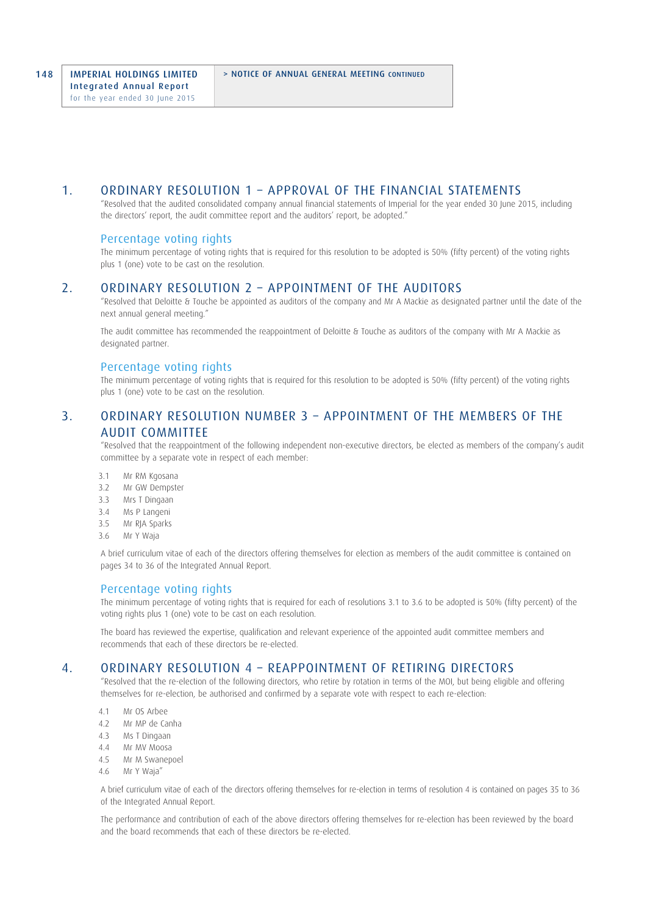## 1. ORDINARY RESOLUTION 1 – APPROVAL OF THE FINANCIAL STATEMENTS

"Resolved that the audited consolidated company annual financial statements of Imperial for the year ended 30 June 2015, including the directors' report, the audit committee report and the auditors' report, be adopted."

### Percentage voting rights

The minimum percentage of voting rights that is required for this resolution to be adopted is 50% (fifty percent) of the voting rights plus 1 (one) vote to be cast on the resolution.

## 2. ORDINARY RESOLUTION 2 – APPOINTMENT OF THE AUDITORS

"Resolved that Deloitte & Touche be appointed as auditors of the company and Mr A Mackie as designated partner until the date of the next annual general meeting."

The audit committee has recommended the reappointment of Deloitte & Touche as auditors of the company with Mr A Mackie as designated partner.

### Percentage voting rights

The minimum percentage of voting rights that is required for this resolution to be adopted is 50% (fifty percent) of the voting rights plus 1 (one) vote to be cast on the resolution.

## 3. ORDINARY RESOLUTION NUMBER 3 – APPOINTMENT OF THE MEMBERS OF THE AUDIT COMMITTEE

"Resolved that the reappointment of the following independent non-executive directors, be elected as members of the company's audit committee by a separate vote in respect of each member:

- 3.1 Mr RM Kgosana
- 3.2 Mr GW Dempster
- 3.3 Mrs T Dingaan
- 3.4 Ms P Langeni
- 3.5 Mr RJA Sparks
- 3.6 Mr Y Waja

A brief curriculum vitae of each of the directors offering themselves for election as members of the audit committee is contained on pages 34 to 36 of the Integrated Annual Report.

### Percentage voting rights

The minimum percentage of voting rights that is required for each of resolutions 3.1 to 3.6 to be adopted is 50% (fifty percent) of the voting rights plus 1 (one) vote to be cast on each resolution.

The board has reviewed the expertise, qualification and relevant experience of the appointed audit committee members and recommends that each of these directors be re-elected.

## 4. ORDINARY RESOLUTION 4 – REAPPOINTMENT OF RETIRING DIRECTORS

"Resolved that the re-election of the following directors, who retire by rotation in terms of the MOI, but being eligible and offering themselves for re-election, be authorised and confirmed by a separate vote with respect to each re-election:

- 4.1 Mr OS Arbee
- 4.2 Mr MP de Canha
- 4.3 Ms T Dingaan
- 4.4 Mr MV Moosa
- 4.5 Mr M Swanepoel
- 4.6 Mr Y Waja"

A brief curriculum vitae of each of the directors offering themselves for re-election in terms of resolution 4 is contained on pages 35 to 36 of the Integrated Annual Report.

The performance and contribution of each of the above directors offering themselves for re-election has been reviewed by the board and the board recommends that each of these directors be re-elected.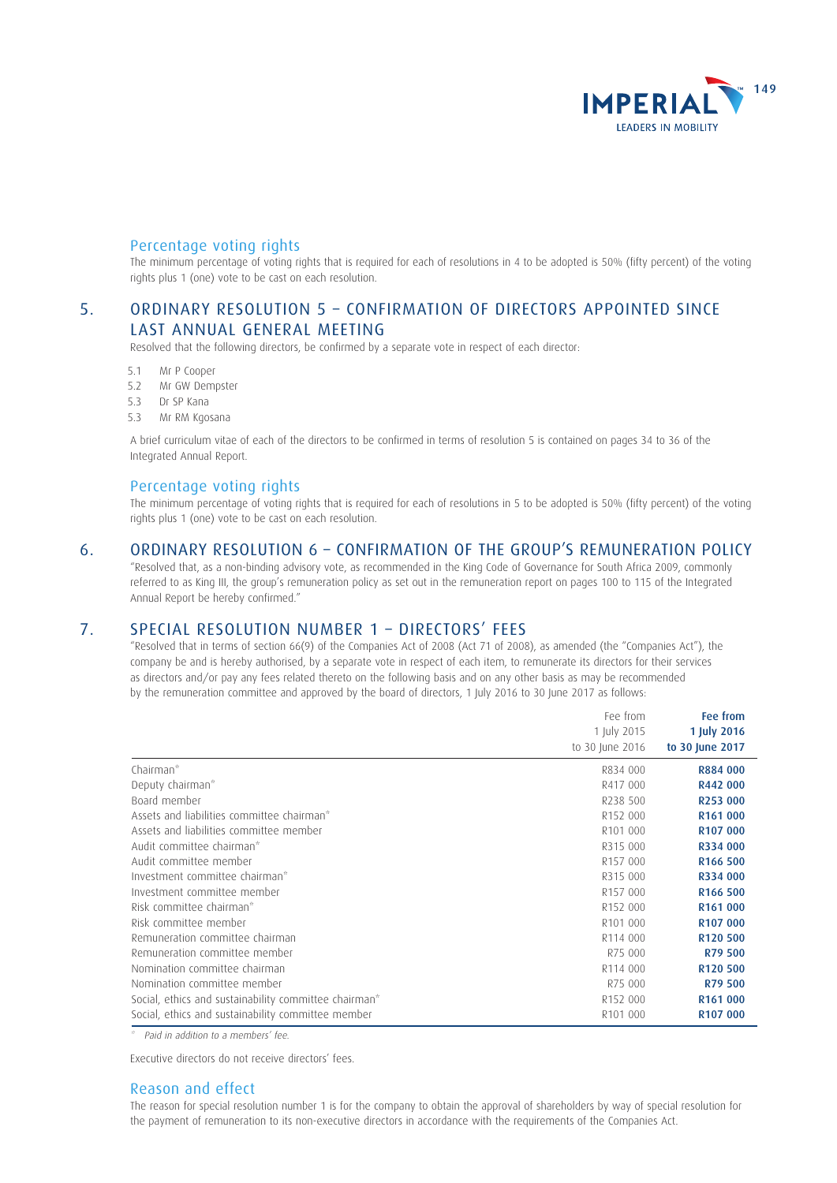### Percentage voting rights

The minimum percentage of voting rights that is required for each of resolutions in 4 to be adopted is 50% (fifty percent) of the voting rights plus 1 (one) vote to be cast on each resolution.

## 5. ORDINARY RESOLUTION 5 – CONFIRMATION OF DIRECTORS APPOINTED SINCE LAST ANNUAL GENERAL MEETING

Resolved that the following directors, be confirmed by a separate vote in respect of each director:

- 5.1 Mr P Cooper
- 5.2 Mr GW Dempster
- 5.3 Dr SP Kana
- 5.3 Mr RM Kgosana

A brief curriculum vitae of each of the directors to be confirmed in terms of resolution 5 is contained on pages 34 to 36 of the Integrated Annual Report.

### Percentage voting rights

The minimum percentage of voting rights that is required for each of resolutions in 5 to be adopted is 50% (fifty percent) of the voting rights plus 1 (one) vote to be cast on each resolution.

## 6. ORDINARY RESOLUTION 6 – CONFIRMATION OF THE GROUP'S REMUNERATION POLICY

"Resolved that, as a non-binding advisory vote, as recommended in the King Code of Governance for South Africa 2009, commonly referred to as King III, the group's remuneration policy as set out in the remuneration report on pages 100 to 115 of the Integrated Annual Report be hereby confirmed."

## 7. SPECIAL RESOLUTION NUMBER 1 – DIRECTORS' FEES

"Resolved that in terms of section 66(9) of the Companies Act of 2008 (Act 71 of 2008), as amended (the "Companies Act"), the company be and is hereby authorised, by a separate vote in respect of each item, to remunerate its directors for their services as directors and/or pay any fees related thereto on the following basis and on any other basis as may be recommended by the remuneration committee and approved by the board of directors, 1 July 2016 to 30 June 2017 as follows:

| | Fee from 1 July 2015 to 30 June 2016 | **Fee from 1 July 2016 to 30 June 2017** |
|---|---|---|
| Chairman* | R834 000 | **R884 000** |
| Deputy chairman* | R417 000 | **R442 000** |
| Board member | R238 500 | **R253 000** |
| Assets and liabilities committee chairman* | R152 000 | **R161 000** |
| Assets and liabilities committee member | R101 000 | **R107 000** |
| Audit committee chairman* | R315 000 | **R334 000** |
| Audit committee member | R157 000 | **R166 500** |
| Investment committee chairman* | R315 000 | **R334 000** |
| Investment committee member | R157 000 | **R166 500** |
| Risk committee chairman* | R152 000 | **R161 000** |
| Risk committee member | R101 000 | **R107 000** |
| Remuneration committee chairman | R114 000 | **R120 500** |
| Remuneration committee member | R75 000 | **R79 500** |
| Nomination committee chairman | R114 000 | **R120 500** |
| Nomination committee member | R75 000 | **R79 500** |
| Social, ethics and sustainability committee chairman* | R152 000 | **R161 000** |
| Social, ethics and sustainability committee member | R101 000 | **R107 000** |

* *Paid in addition to a members' fee.*

Executive directors do not receive directors' fees.

### Reason and effect

The reason for special resolution number 1 is for the company to obtain the approval of shareholders by way of special resolution for the payment of remuneration to its non-executive directors in accordance with the requirements of the Companies Act.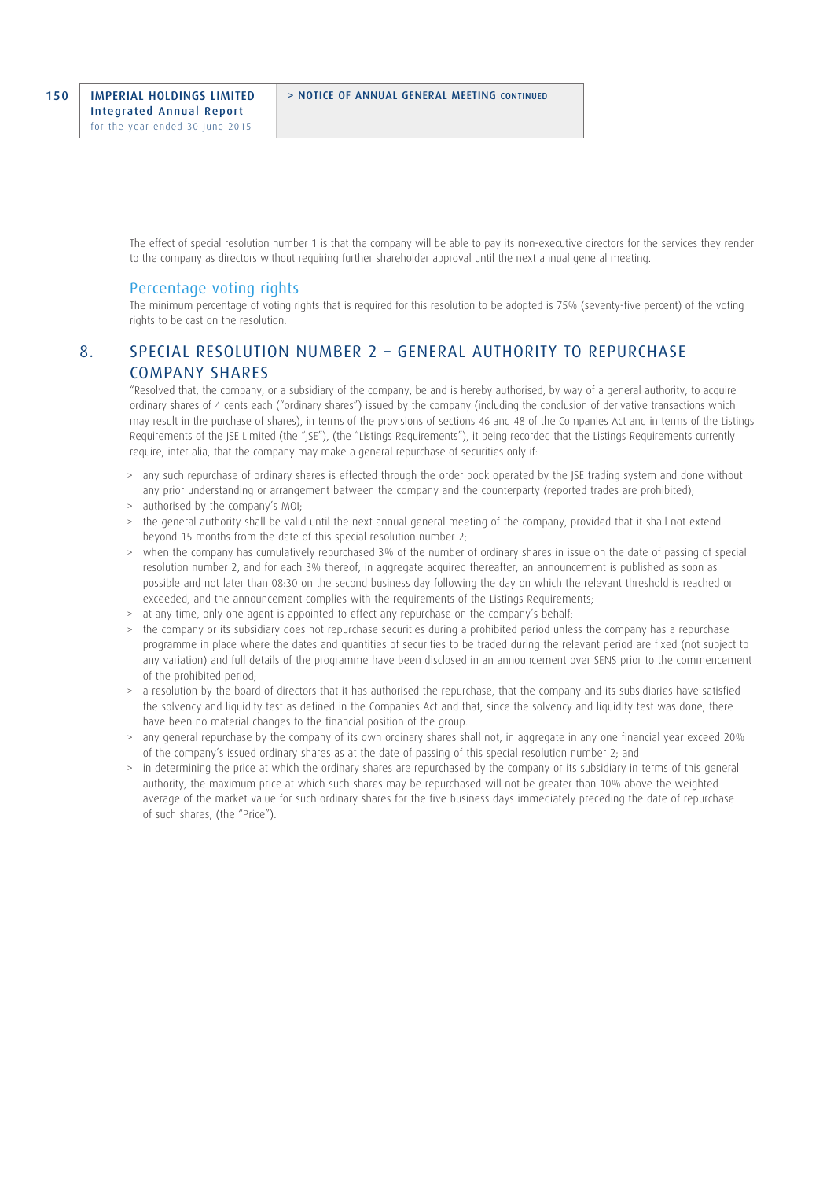The effect of special resolution number 1 is that the company will be able to pay its non-executive directors for the services they render to the company as directors without requiring further shareholder approval until the next annual general meeting.

### Percentage voting rights

The minimum percentage of voting rights that is required for this resolution to be adopted is 75% (seventy-five percent) of the voting rights to be cast on the resolution.

## 8. SPECIAL RESOLUTION NUMBER 2 – GENERAL AUTHORITY TO REPURCHASE COMPANY SHARES

"Resolved that, the company, or a subsidiary of the company, be and is hereby authorised, by way of a general authority, to acquire ordinary shares of 4 cents each ("ordinary shares") issued by the company (including the conclusion of derivative transactions which may result in the purchase of shares), in terms of the provisions of sections 46 and 48 of the Companies Act and in terms of the Listings Requirements of the JSE Limited (the "JSE"), (the "Listings Requirements"), it being recorded that the Listings Requirements currently require, inter alia, that the company may make a general repurchase of securities only if:

- any such repurchase of ordinary shares is effected through the order book operated by the JSE trading system and done without any prior understanding or arrangement between the company and the counterparty (reported trades are prohibited);
- authorised by the company's MOI;
- the general authority shall be valid until the next annual general meeting of the company, provided that it shall not extend beyond 15 months from the date of this special resolution number 2;
- when the company has cumulatively repurchased 3% of the number of ordinary shares in issue on the date of passing of special resolution number 2, and for each 3% thereof, in aggregate acquired thereafter, an announcement is published as soon as possible and not later than 08:30 on the second business day following the day on which the relevant threshold is reached or exceeded, and the announcement complies with the requirements of the Listings Requirements;
- at any time, only one agent is appointed to effect any repurchase on the company's behalf;
- the company or its subsidiary does not repurchase securities during a prohibited period unless the company has a repurchase programme in place where the dates and quantities of securities to be traded during the relevant period are fixed (not subject to any variation) and full details of the programme have been disclosed in an announcement over SENS prior to the commencement of the prohibited period;
- a resolution by the board of directors that it has authorised the repurchase, that the company and its subsidiaries have satisfied the solvency and liquidity test as defined in the Companies Act and that, since the solvency and liquidity test was done, there have been no material changes to the financial position of the group.
- any general repurchase by the company of its own ordinary shares shall not, in aggregate in any one financial year exceed 20% of the company's issued ordinary shares as at the date of passing of this special resolution number 2; and
- in determining the price at which the ordinary shares are repurchased by the company or its subsidiary in terms of this general authority, the maximum price at which such shares may be repurchased will not be greater than 10% above the weighted average of the market value for such ordinary shares for the five business days immediately preceding the date of repurchase of such shares, (the "Price").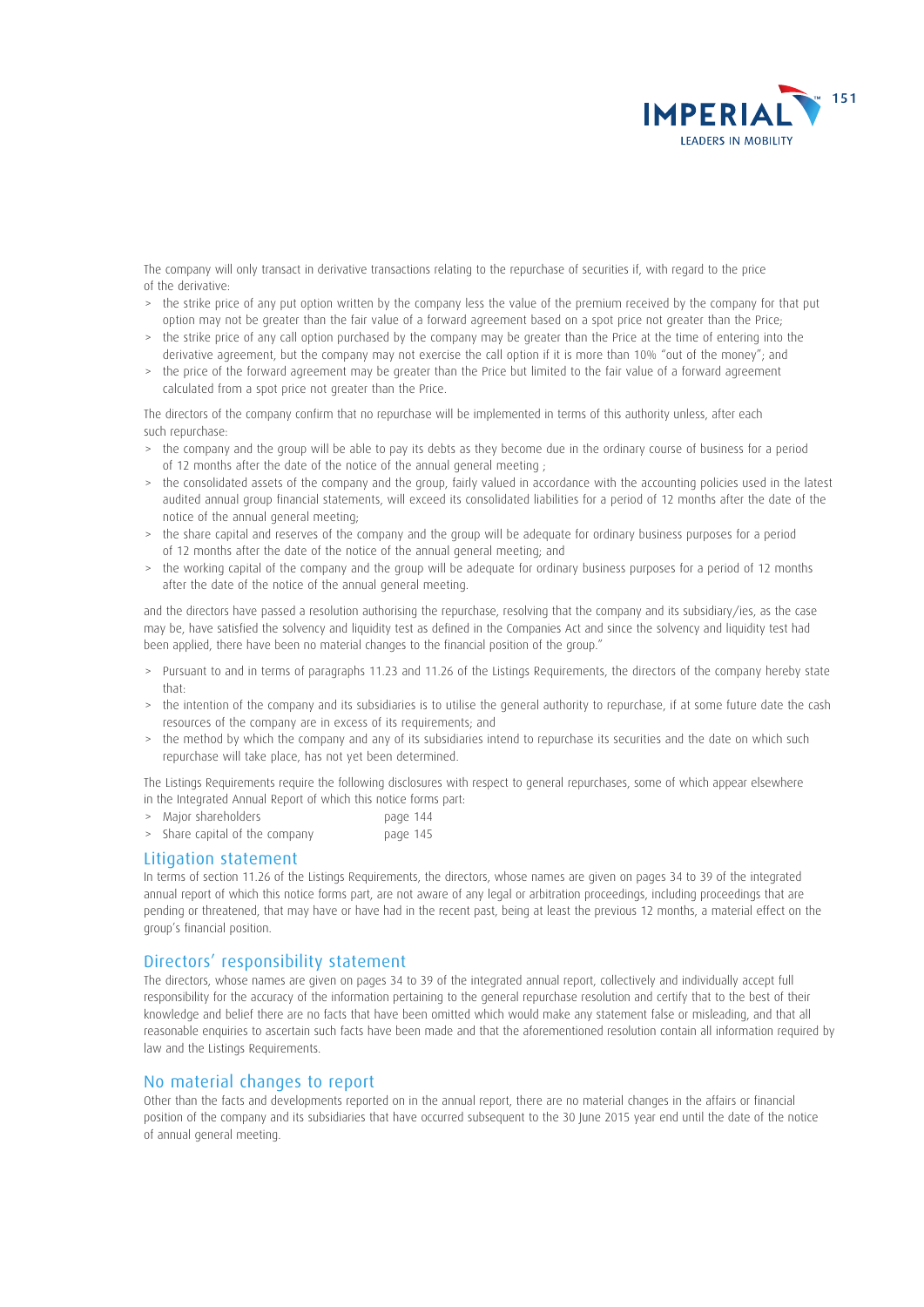The company will only transact in derivative transactions relating to the repurchase of securities if, with regard to the price of the derivative:

- the strike price of any put option written by the company less the value of the premium received by the company for that put option may not be greater than the fair value of a forward agreement based on a spot price not greater than the Price;
- the strike price of any call option purchased by the company may be greater than the Price at the time of entering into the derivative agreement, but the company may not exercise the call option if it is more than 10% "out of the money"; and
- the price of the forward agreement may be greater than the Price but limited to the fair value of a forward agreement calculated from a spot price not greater than the Price.

The directors of the company confirm that no repurchase will be implemented in terms of this authority unless, after each such repurchase:

- the company and the group will be able to pay its debts as they become due in the ordinary course of business for a period of 12 months after the date of the notice of the annual general meeting ;
- the consolidated assets of the company and the group, fairly valued in accordance with the accounting policies used in the latest audited annual group financial statements, will exceed its consolidated liabilities for a period of 12 months after the date of the notice of the annual general meeting;
- the share capital and reserves of the company and the group will be adequate for ordinary business purposes for a period of 12 months after the date of the notice of the annual general meeting; and
- the working capital of the company and the group will be adequate for ordinary business purposes for a period of 12 months after the date of the notice of the annual general meeting.

and the directors have passed a resolution authorising the repurchase, resolving that the company and its subsidiary/ies, as the case may be, have satisfied the solvency and liquidity test as defined in the Companies Act and since the solvency and liquidity test had been applied, there have been no material changes to the financial position of the group."

- Pursuant to and in terms of paragraphs 11.23 and 11.26 of the Listings Requirements, the directors of the company hereby state that:
- the intention of the company and its subsidiaries is to utilise the general authority to repurchase, if at some future date the cash resources of the company are in excess of its requirements; and
- the method by which the company and any of its subsidiaries intend to repurchase its securities and the date on which such repurchase will take place, has not yet been determined.

The Listings Requirements require the following disclosures with respect to general repurchases, some of which appear elsewhere in the Integrated Annual Report of which this notice forms part:

- Major shareholders — page 144
- Share capital of the company — page 145

## Litigation statement

In terms of section 11.26 of the Listings Requirements, the directors, whose names are given on pages 34 to 39 of the integrated annual report of which this notice forms part, are not aware of any legal or arbitration proceedings, including proceedings that are pending or threatened, that may have or have had in the recent past, being at least the previous 12 months, a material effect on the group's financial position.

## Directors' responsibility statement

The directors, whose names are given on pages 34 to 39 of the integrated annual report, collectively and individually accept full responsibility for the accuracy of the information pertaining to the general repurchase resolution and certify that to the best of their knowledge and belief there are no facts that have been omitted which would make any statement false or misleading, and that all reasonable enquiries to ascertain such facts have been made and that the aforementioned resolution contain all information required by law and the Listings Requirements.

## No material changes to report

Other than the facts and developments reported on in the annual report, there are no material changes in the affairs or financial position of the company and its subsidiaries that have occurred subsequent to the 30 June 2015 year end until the date of the notice of annual general meeting.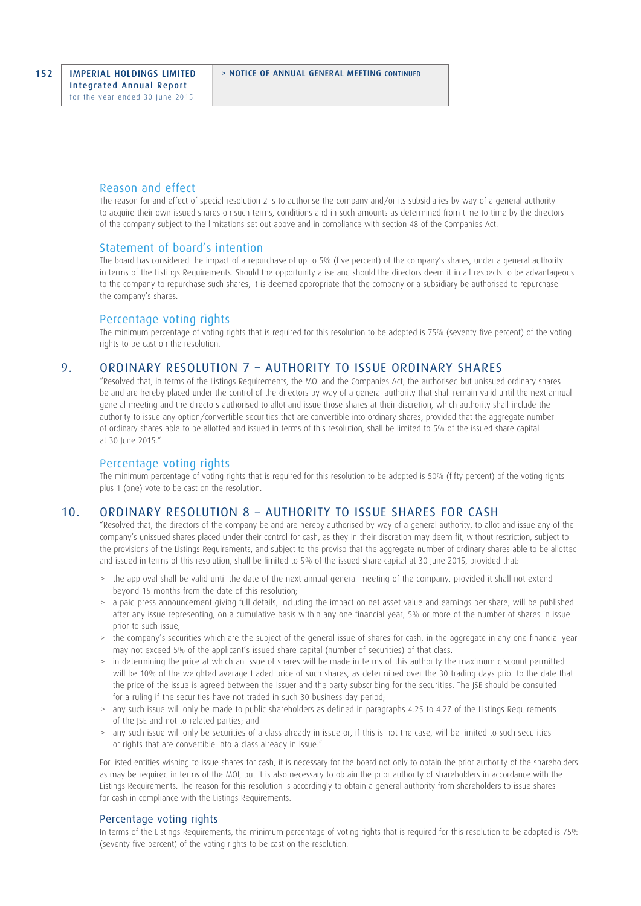### Reason and effect

The reason for and effect of special resolution 2 is to authorise the company and/or its subsidiaries by way of a general authority to acquire their own issued shares on such terms, conditions and in such amounts as determined from time to time by the directors of the company subject to the limitations set out above and in compliance with section 48 of the Companies Act.

### Statement of board's intention

The board has considered the impact of a repurchase of up to 5% (five percent) of the company's shares, under a general authority in terms of the Listings Requirements. Should the opportunity arise and should the directors deem it in all respects to be advantageous to the company to repurchase such shares, it is deemed appropriate that the company or a subsidiary be authorised to repurchase the company's shares.

### Percentage voting rights

The minimum percentage of voting rights that is required for this resolution to be adopted is 75% (seventy five percent) of the voting rights to be cast on the resolution.

## 9. ORDINARY RESOLUTION 7 – AUTHORITY TO ISSUE ORDINARY SHARES

"Resolved that, in terms of the Listings Requirements, the MOI and the Companies Act, the authorised but unissued ordinary shares be and are hereby placed under the control of the directors by way of a general authority that shall remain valid until the next annual general meeting and the directors authorised to allot and issue those shares at their discretion, which authority shall include the authority to issue any option/convertible securities that are convertible into ordinary shares, provided that the aggregate number of ordinary shares able to be allotted and issued in terms of this resolution, shall be limited to 5% of the issued share capital at 30 June 2015."

### Percentage voting rights

The minimum percentage of voting rights that is required for this resolution to be adopted is 50% (fifty percent) of the voting rights plus 1 (one) vote to be cast on the resolution.

## 10. ORDINARY RESOLUTION 8 – AUTHORITY TO ISSUE SHARES FOR CASH

"Resolved that, the directors of the company be and are hereby authorised by way of a general authority, to allot and issue any of the company's unissued shares placed under their control for cash, as they in their discretion may deem fit, without restriction, subject to the provisions of the Listings Requirements, and subject to the proviso that the aggregate number of ordinary shares able to be allotted and issued in terms of this resolution, shall be limited to 5% of the issued share capital at 30 June 2015, provided that:

- the approval shall be valid until the date of the next annual general meeting of the company, provided it shall not extend beyond 15 months from the date of this resolution;
- a paid press announcement giving full details, including the impact on net asset value and earnings per share, will be published after any issue representing, on a cumulative basis within any one financial year, 5% or more of the number of shares in issue prior to such issue;
- the company's securities which are the subject of the general issue of shares for cash, in the aggregate in any one financial year may not exceed 5% of the applicant's issued share capital (number of securities) of that class.
- in determining the price at which an issue of shares will be made in terms of this authority the maximum discount permitted will be 10% of the weighted average traded price of such shares, as determined over the 30 trading days prior to the date that the price of the issue is agreed between the issuer and the party subscribing for the securities. The JSE should be consulted for a ruling if the securities have not traded in such 30 business day period;
- any such issue will only be made to public shareholders as defined in paragraphs 4.25 to 4.27 of the Listings Requirements of the JSE and not to related parties; and
- any such issue will only be securities of a class already in issue or, if this is not the case, will be limited to such securities or rights that are convertible into a class already in issue."

For listed entities wishing to issue shares for cash, it is necessary for the board not only to obtain the prior authority of the shareholders as may be required in terms of the MOI, but it is also necessary to obtain the prior authority of shareholders in accordance with the Listings Requirements. The reason for this resolution is accordingly to obtain a general authority from shareholders to issue shares for cash in compliance with the Listings Requirements.

### Percentage voting rights

In terms of the Listings Requirements, the minimum percentage of voting rights that is required for this resolution to be adopted is 75% (seventy five percent) of the voting rights to be cast on the resolution.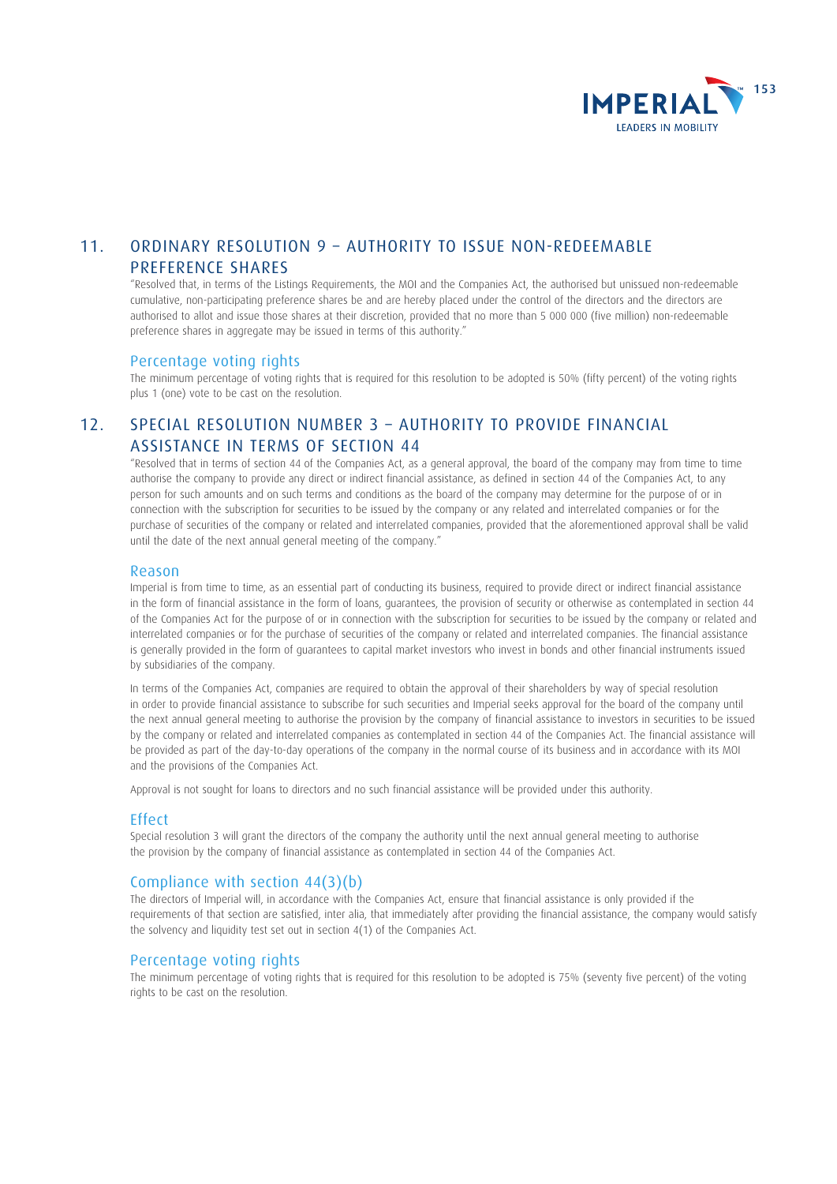## 11. ORDINARY RESOLUTION 9 – AUTHORITY TO ISSUE NON-REDEEMABLE PREFERENCE SHARES

"Resolved that, in terms of the Listings Requirements, the MOI and the Companies Act, the authorised but unissued non-redeemable cumulative, non-participating preference shares be and are hereby placed under the control of the directors and the directors are authorised to allot and issue those shares at their discretion, provided that no more than 5 000 000 (five million) non-redeemable preference shares in aggregate may be issued in terms of this authority."

### Percentage voting rights

The minimum percentage of voting rights that is required for this resolution to be adopted is 50% (fifty percent) of the voting rights plus 1 (one) vote to be cast on the resolution.

## 12. SPECIAL RESOLUTION NUMBER 3 – AUTHORITY TO PROVIDE FINANCIAL ASSISTANCE IN TERMS OF SECTION 44

"Resolved that in terms of section 44 of the Companies Act, as a general approval, the board of the company may from time to time authorise the company to provide any direct or indirect financial assistance, as defined in section 44 of the Companies Act, to any person for such amounts and on such terms and conditions as the board of the company may determine for the purpose of or in connection with the subscription for securities to be issued by the company or any related and interrelated companies or for the purchase of securities of the company or related and interrelated companies, provided that the aforementioned approval shall be valid until the date of the next annual general meeting of the company."

### Reason

Imperial is from time to time, as an essential part of conducting its business, required to provide direct or indirect financial assistance in the form of financial assistance in the form of loans, guarantees, the provision of security or otherwise as contemplated in section 44 of the Companies Act for the purpose of or in connection with the subscription for securities to be issued by the company or related and interrelated companies or for the purchase of securities of the company or related and interrelated companies. The financial assistance is generally provided in the form of guarantees to capital market investors who invest in bonds and other financial instruments issued by subsidiaries of the company.

In terms of the Companies Act, companies are required to obtain the approval of their shareholders by way of special resolution in order to provide financial assistance to subscribe for such securities and Imperial seeks approval for the board of the company until the next annual general meeting to authorise the provision by the company of financial assistance to investors in securities to be issued by the company or related and interrelated companies as contemplated in section 44 of the Companies Act. The financial assistance will be provided as part of the day-to-day operations of the company in the normal course of its business and in accordance with its MOI and the provisions of the Companies Act.

Approval is not sought for loans to directors and no such financial assistance will be provided under this authority.

### Effect

Special resolution 3 will grant the directors of the company the authority until the next annual general meeting to authorise the provision by the company of financial assistance as contemplated in section 44 of the Companies Act.

### Compliance with section 44(3)(b)

The directors of Imperial will, in accordance with the Companies Act, ensure that financial assistance is only provided if the requirements of that section are satisfied, inter alia, that immediately after providing the financial assistance, the company would satisfy the solvency and liquidity test set out in section 4(1) of the Companies Act.

### Percentage voting rights

The minimum percentage of voting rights that is required for this resolution to be adopted is 75% (seventy five percent) of the voting rights to be cast on the resolution.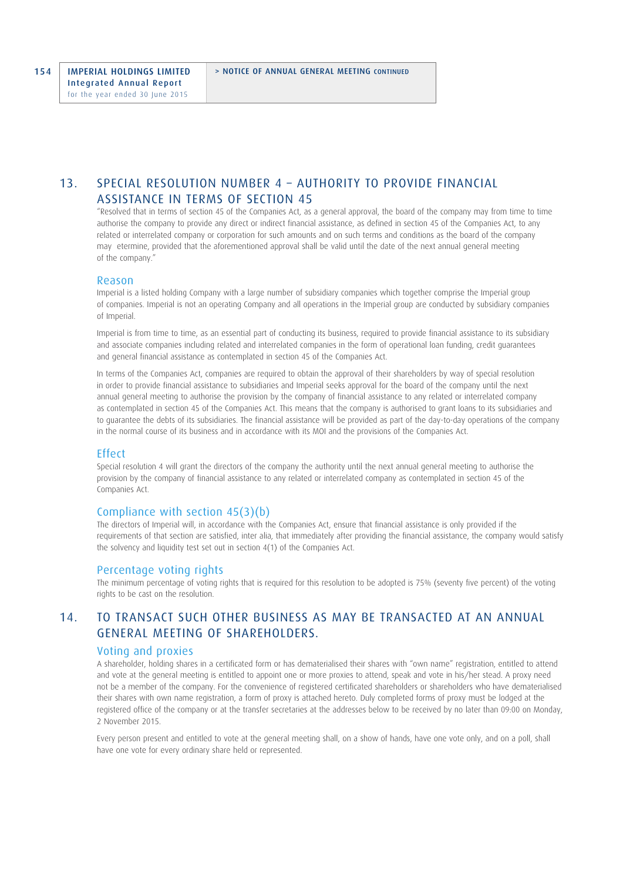## 13. SPECIAL RESOLUTION NUMBER 4 – AUTHORITY TO PROVIDE FINANCIAL ASSISTANCE IN TERMS OF SECTION 45

"Resolved that in terms of section 45 of the Companies Act, as a general approval, the board of the company may from time to time authorise the company to provide any direct or indirect financial assistance, as defined in section 45 of the Companies Act, to any related or interrelated company or corporation for such amounts and on such terms and conditions as the board of the company may etermine, provided that the aforementioned approval shall be valid until the date of the next annual general meeting of the company."

### Reason

Imperial is a listed holding Company with a large number of subsidiary companies which together comprise the Imperial group of companies. Imperial is not an operating Company and all operations in the Imperial group are conducted by subsidiary companies of Imperial.

Imperial is from time to time, as an essential part of conducting its business, required to provide financial assistance to its subsidiary and associate companies including related and interrelated companies in the form of operational loan funding, credit guarantees and general financial assistance as contemplated in section 45 of the Companies Act.

In terms of the Companies Act, companies are required to obtain the approval of their shareholders by way of special resolution in order to provide financial assistance to subsidiaries and Imperial seeks approval for the board of the company until the next annual general meeting to authorise the provision by the company of financial assistance to any related or interrelated company as contemplated in section 45 of the Companies Act. This means that the company is authorised to grant loans to its subsidiaries and to guarantee the debts of its subsidiaries. The financial assistance will be provided as part of the day-to-day operations of the company in the normal course of its business and in accordance with its MOI and the provisions of the Companies Act.

### Effect

Special resolution 4 will grant the directors of the company the authority until the next annual general meeting to authorise the provision by the company of financial assistance to any related or interrelated company as contemplated in section 45 of the Companies Act.

### Compliance with section 45(3)(b)

The directors of Imperial will, in accordance with the Companies Act, ensure that financial assistance is only provided if the requirements of that section are satisfied, inter alia, that immediately after providing the financial assistance, the company would satisfy the solvency and liquidity test set out in section 4(1) of the Companies Act.

### Percentage voting rights

The minimum percentage of voting rights that is required for this resolution to be adopted is 75% (seventy five percent) of the voting rights to be cast on the resolution.

## 14. TO TRANSACT SUCH OTHER BUSINESS AS MAY BE TRANSACTED AT AN ANNUAL GENERAL MEETING OF SHAREHOLDERS.

### Voting and proxies

A shareholder, holding shares in a certificated form or has dematerialised their shares with "own name" registration, entitled to attend and vote at the general meeting is entitled to appoint one or more proxies to attend, speak and vote in his/her stead. A proxy need not be a member of the company. For the convenience of registered certificated shareholders or shareholders who have dematerialised their shares with own name registration, a form of proxy is attached hereto. Duly completed forms of proxy must be lodged at the registered office of the company or at the transfer secretaries at the addresses below to be received by no later than 09:00 on Monday, 2 November 2015.

Every person present and entitled to vote at the general meeting shall, on a show of hands, have one vote only, and on a poll, shall have one vote for every ordinary share held or represented.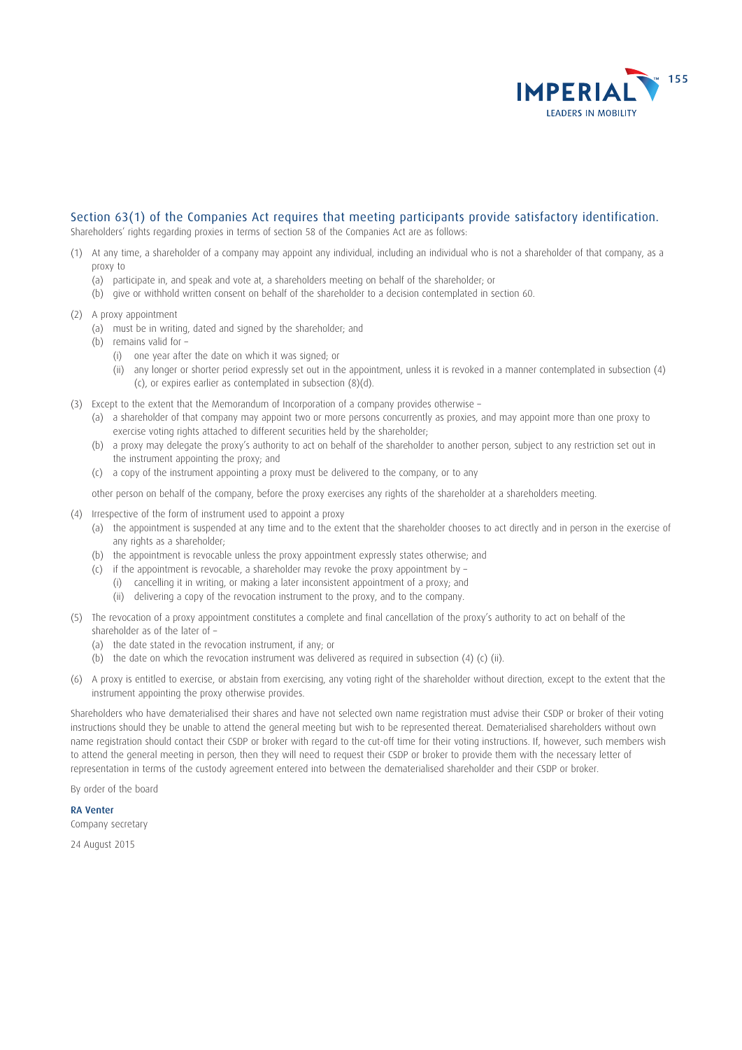## Section 63(1) of the Companies Act requires that meeting participants provide satisfactory identification.

Shareholders' rights regarding proxies in terms of section 58 of the Companies Act are as follows:

(1) At any time, a shareholder of a company may appoint any individual, including an individual who is not a shareholder of that company, as a proxy to
   - (a) participate in, and speak and vote at, a shareholders meeting on behalf of the shareholder; or
   - (b) give or withhold written consent on behalf of the shareholder to a decision contemplated in section 60.

(2) A proxy appointment
   - (a) must be in writing, dated and signed by the shareholder; and
   - (b) remains valid for –
     - (i) one year after the date on which it was signed; or
     - (ii) any longer or shorter period expressly set out in the appointment, unless it is revoked in a manner contemplated in subsection (4) (c), or expires earlier as contemplated in subsection (8)(d).

(3) Except to the extent that the Memorandum of Incorporation of a company provides otherwise –
   - (a) a shareholder of that company may appoint two or more persons concurrently as proxies, and may appoint more than one proxy to exercise voting rights attached to different securities held by the shareholder;
   - (b) a proxy may delegate the proxy's authority to act on behalf of the shareholder to another person, subject to any restriction set out in the instrument appointing the proxy; and
   - (c) a copy of the instrument appointing a proxy must be delivered to the company, or to any

   other person on behalf of the company, before the proxy exercises any rights of the shareholder at a shareholders meeting.

(4) Irrespective of the form of instrument used to appoint a proxy
   - (a) the appointment is suspended at any time and to the extent that the shareholder chooses to act directly and in person in the exercise of any rights as a shareholder;
   - (b) the appointment is revocable unless the proxy appointment expressly states otherwise; and
   - (c) if the appointment is revocable, a shareholder may revoke the proxy appointment by –
     - (i) cancelling it in writing, or making a later inconsistent appointment of a proxy; and
     - (ii) delivering a copy of the revocation instrument to the proxy, and to the company.

(5) The revocation of a proxy appointment constitutes a complete and final cancellation of the proxy's authority to act on behalf of the shareholder as of the later of –
   - (a) the date stated in the revocation instrument, if any; or
   - (b) the date on which the revocation instrument was delivered as required in subsection (4) (c) (ii).

(6) A proxy is entitled to exercise, or abstain from exercising, any voting right of the shareholder without direction, except to the extent that the instrument appointing the proxy otherwise provides.

Shareholders who have dematerialised their shares and have not selected own name registration must advise their CSDP or broker of their voting instructions should they be unable to attend the general meeting but wish to be represented thereat. Dematerialised shareholders without own name registration should contact their CSDP or broker with regard to the cut-off time for their voting instructions. If, however, such members wish to attend the general meeting in person, then they will need to request their CSDP or broker to provide them with the necessary letter of representation in terms of the custody agreement entered into between the dematerialised shareholder and their CSDP or broker.

By order of the board

**RA Venter**
Company secretary

24 August 2015